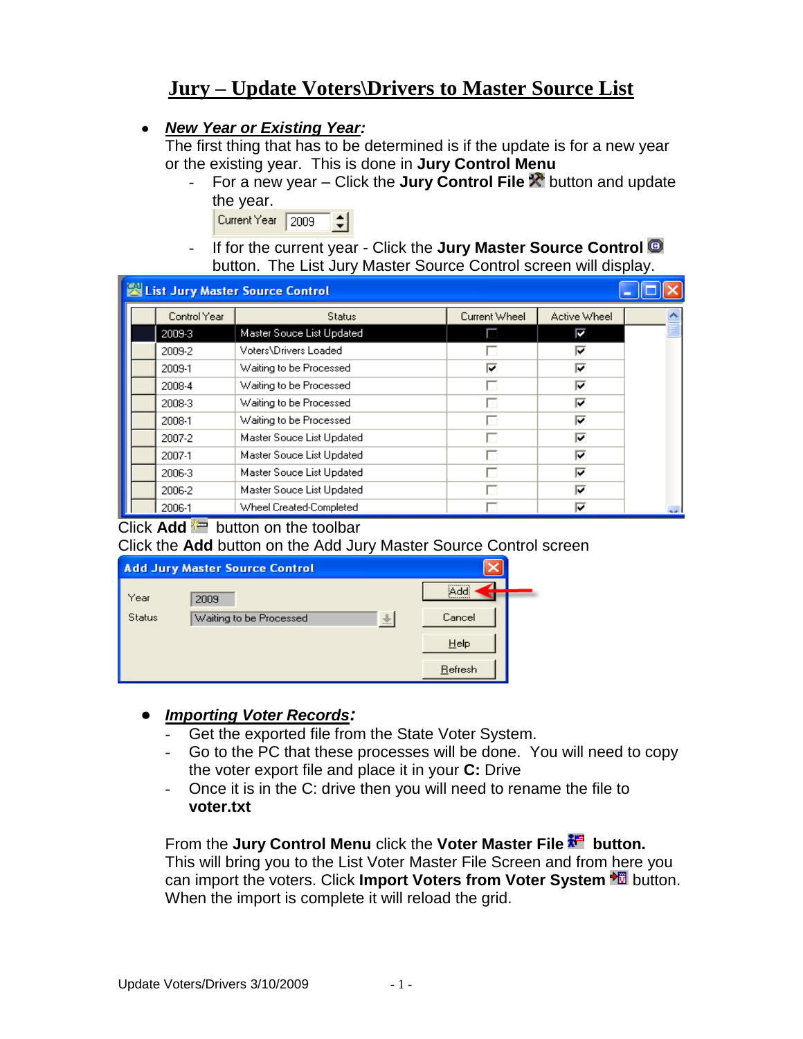# Jury – Update Voters\Drivers to Master Source List

- ***New Year or Existing Year:***
  The first thing that has to be determined is if the update is for a new year or the existing year. This is done in **Jury Control Menu**
  - For a new year – Click the **Jury Control File** button and update the year.

    Current Year 2009

  - If for the current year - Click the **Jury Master Source Control** button. The List Jury Master Source Control screen will display.

List Jury Master Source Control

| Control Year | Status | Current Wheel | Active Wheel |
|---|---|---|---|
| 2009-3 | Master Souce List Updated | ☐ | ☑ |
| 2009-2 | Voters\Drivers Loaded | ☐ | ☑ |
| 2009-1 | Waiting to be Processed | ☑ | ☑ |
| 2008-4 | Waiting to be Processed | ☐ | ☑ |
| 2008-3 | Waiting to be Processed | ☐ | ☑ |
| 2008-1 | Waiting to be Processed | ☐ | ☑ |
| 2007-2 | Master Souce List Updated | ☐ | ☑ |
| 2007-1 | Master Souce List Updated | ☐ | ☑ |
| 2006-3 | Master Souce List Updated | ☐ | ☑ |
| 2006-2 | Master Souce List Updated | ☐ | ☑ |
| 2006-1 | Wheel Created-Completed | ☐ | ☑ |

Click **Add** button on the toolbar
Click the **Add** button on the Add Jury Master Source Control screen

Add Jury Master Source Control

Year 2009
Status Waiting to be Processed

Add | Cancel | Help | Refresh

- ***Importing Voter Records:***
  - Get the exported file from the State Voter System.
  - Go to the PC that these processes will be done. You will need to copy the voter export file and place it in your **C:** Drive
  - Once it is in the C: drive then you will need to rename the file to **voter.txt**

  From the **Jury Control Menu** click the **Voter Master File button.** This will bring you to the List Voter Master File Screen and from here you can import the voters. Click **Import Voters from Voter System** button. When the import is complete it will reload the grid.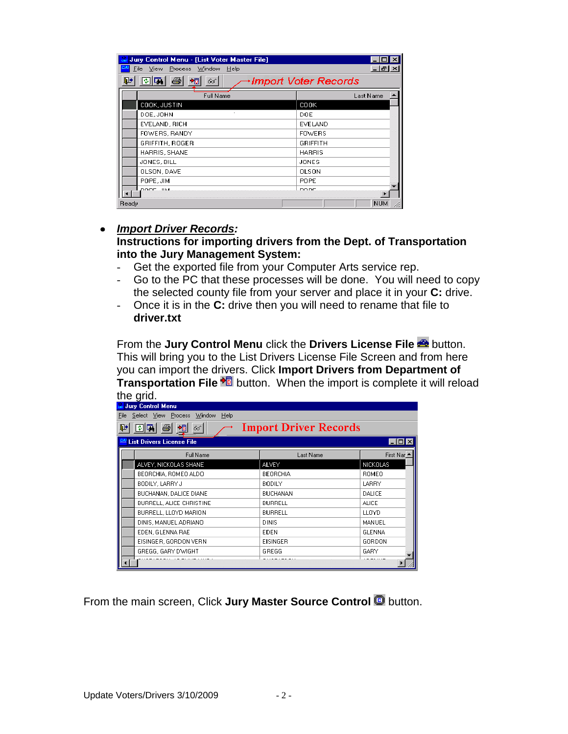- ***Import Driver Records:***

  **Instructions for importing drivers from the Dept. of Transportation into the Jury Management System:**

  - Get the exported file from your Computer Arts service rep.
  - Go to the PC that these processes will be done. You will need to copy the selected county file from your server and place it in your **C:** drive.
  - Once it is in the **C:** drive then you will need to rename that file to **driver.txt**

  From the **Jury Control Menu** click the **Drivers License File** button. This will bring you to the List Drivers License File Screen and from here you can import the drivers. Click **Import Drivers from Department of Transportation File** button. When the import is complete it will reload the grid.

From the main screen, Click **Jury Master Source Control** button.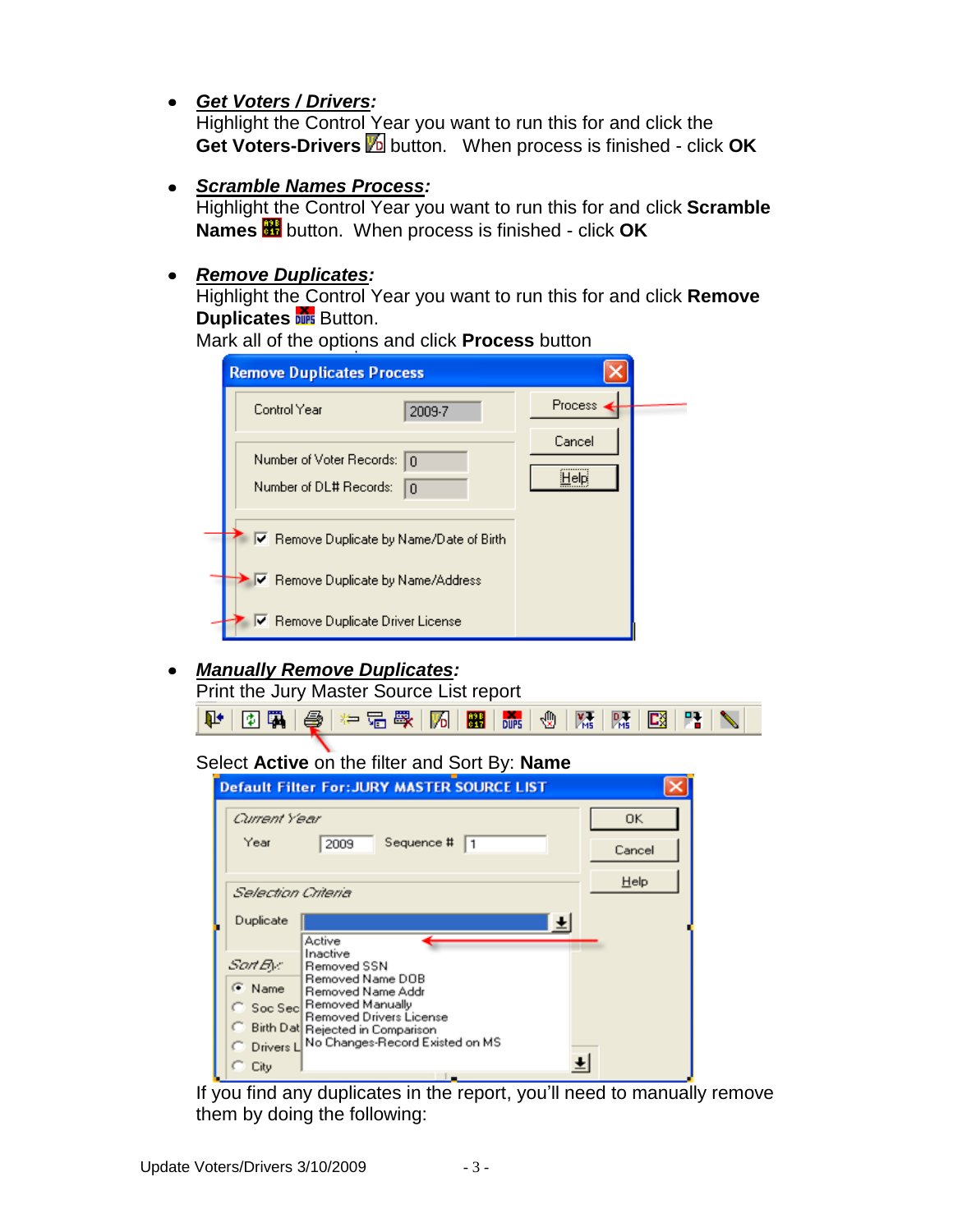- ***Get Voters / Drivers:***
  Highlight the Control Year you want to run this for and click the **Get Voters-Drivers** button. When process is finished - click **OK**

- ***Scramble Names Process:***
  Highlight the Control Year you want to run this for and click **Scramble Names** button. When process is finished - click **OK**

- ***Remove Duplicates:***
  Highlight the Control Year you want to run this for and click **Remove Duplicates** Button.
  Mark all of the options and click **Process** button

- ***Manually Remove Duplicates:***
  Print the Jury Master Source List report

  Select **Active** on the filter and Sort By: **Name**

  If you find any duplicates in the report, you'll need to manually remove them by doing the following: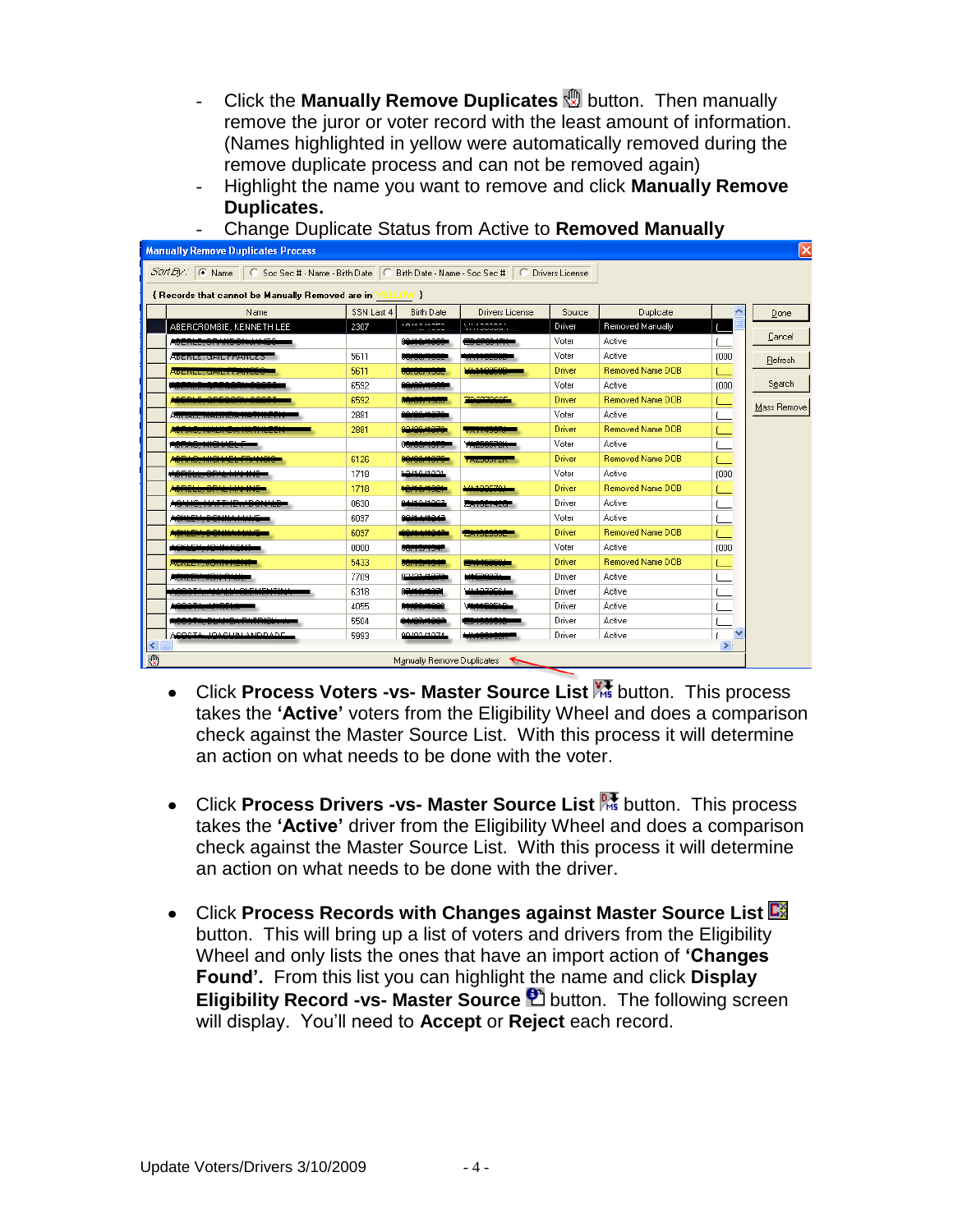- Click the **Manually Remove Duplicates** button. Then manually remove the juror or voter record with the least amount of information. (Names highlighted in yellow were automatically removed during the remove duplicate process and can not be removed again)
- Highlight the name you want to remove and click **Manually Remove Duplicates.**
- Change Duplicate Status from Active to **Removed Manually**

- Click **Process Voters -vs- Master Source List** button. This process takes the **'Active'** voters from the Eligibility Wheel and does a comparison check against the Master Source List. With this process it will determine an action on what needs to be done with the voter.

- Click **Process Drivers -vs- Master Source List** button. This process takes the **'Active'** driver from the Eligibility Wheel and does a comparison check against the Master Source List. With this process it will determine an action on what needs to be done with the driver.

- Click **Process Records with Changes against Master Source List** button. This will bring up a list of voters and drivers from the Eligibility Wheel and only lists the ones that have an import action of **'Changes Found'.** From this list you can highlight the name and click **Display Eligibility Record -vs- Master Source** button. The following screen will display. You'll need to **Accept** or **Reject** each record.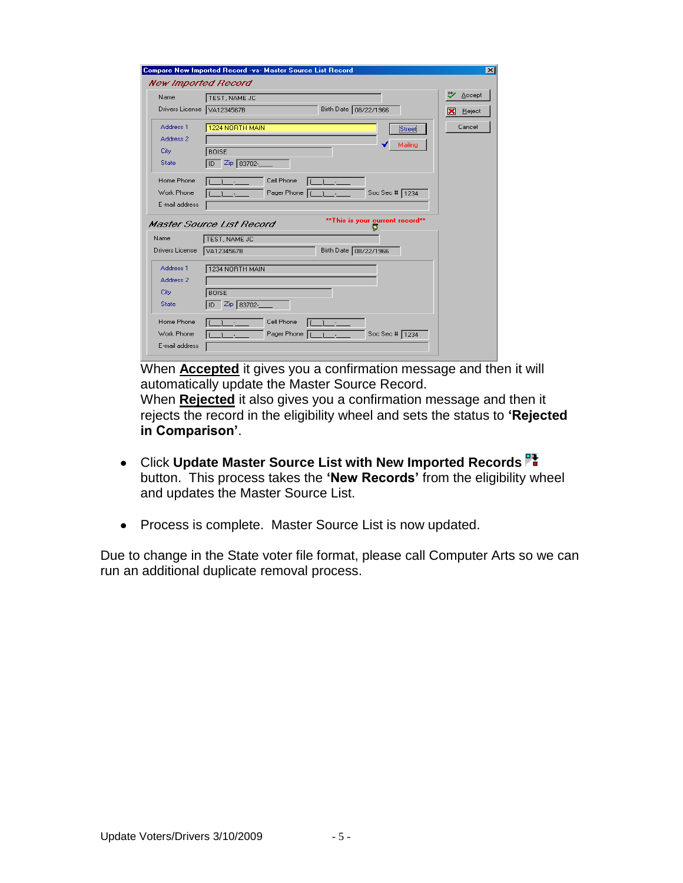When **Accepted** it gives you a confirmation message and then it will automatically update the Master Source Record.
When **Rejected** it also gives you a confirmation message and then it rejects the record in the eligibility wheel and sets the status to **'Rejected in Comparison'**.

- Click **Update Master Source List with New Imported Records** button. This process takes the **'New Records'** from the eligibility wheel and updates the Master Source List.

- Process is complete. Master Source List is now updated.

Due to change in the State voter file format, please call Computer Arts so we can run an additional duplicate removal process.